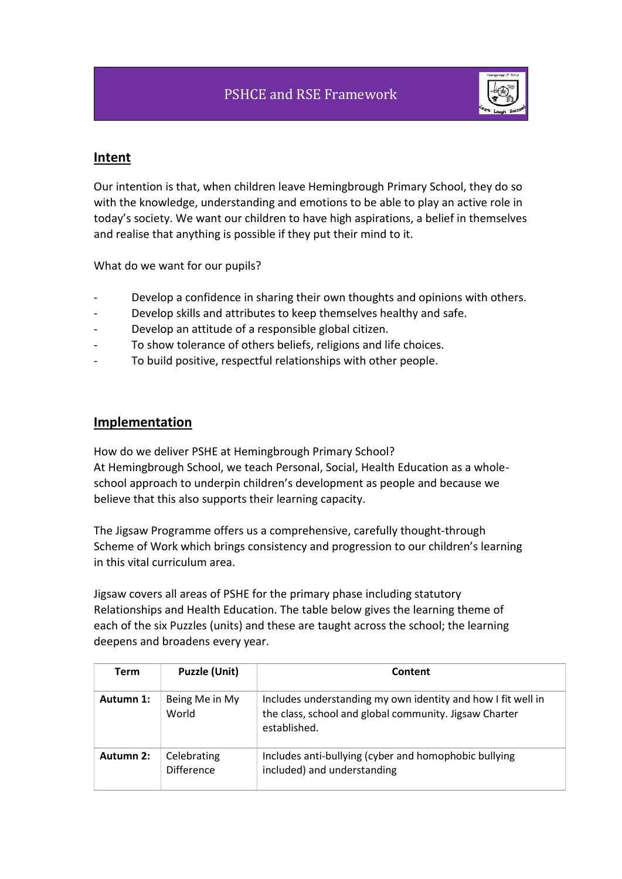# PSHCE and RSE Framework

## Intent

Our intention is that, when children leave Hemingbrough Primary School, they do so with the knowledge, understanding and emotions to be able to play an active role in today's society. We want our children to have high aspirations, a belief in themselves and realise that anything is possible if they put their mind to it.

What do we want for our pupils?

- Develop a confidence in sharing their own thoughts and opinions with others.
- Develop skills and attributes to keep themselves healthy and safe.
- Develop an attitude of a responsible global citizen.
- To show tolerance of others beliefs, religions and life choices.
- To build positive, respectful relationships with other people.

## Implementation

How do we deliver PSHE at Hemingbrough Primary School?
At Hemingbrough School, we teach Personal, Social, Health Education as a whole-school approach to underpin children's development as people and because we believe that this also supports their learning capacity.

The Jigsaw Programme offers us a comprehensive, carefully thought-through Scheme of Work which brings consistency and progression to our children's learning in this vital curriculum area.

Jigsaw covers all areas of PSHE for the primary phase including statutory Relationships and Health Education. The table below gives the learning theme of each of the six Puzzles (units) and these are taught across the school; the learning deepens and broadens every year.

| Term | Puzzle (Unit) | Content |
|---|---|---|
| **Autumn 1:** | Being Me in My World | Includes understanding my own identity and how I fit well in the class, school and global community. Jigsaw Charter established. |
| **Autumn 2:** | Celebrating Difference | Includes anti-bullying (cyber and homophobic bullying included) and understanding |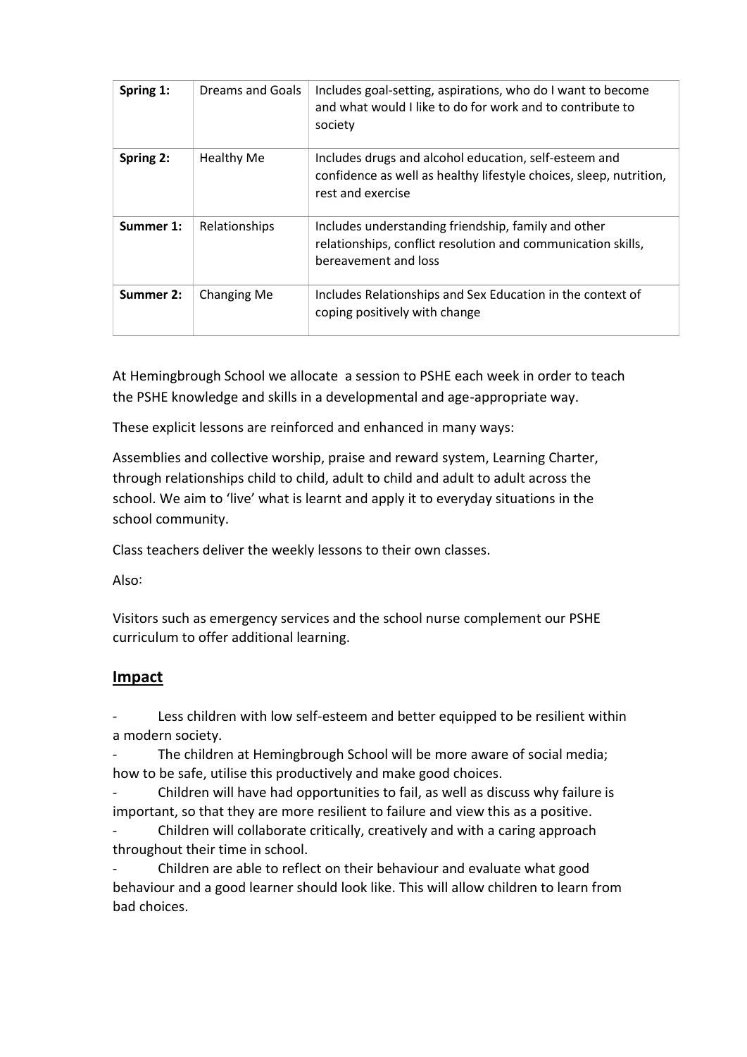| Spring 1: | Dreams and Goals | Includes goal-setting, aspirations, who do I want to become and what would I like to do for work and to contribute to society |
|---|---|---|
| **Spring 2:** | Healthy Me | Includes drugs and alcohol education, self-esteem and confidence as well as healthy lifestyle choices, sleep, nutrition, rest and exercise |
| **Summer 1:** | Relationships | Includes understanding friendship, family and other relationships, conflict resolution and communication skills, bereavement and loss |
| **Summer 2:** | Changing Me | Includes Relationships and Sex Education in the context of coping positively with change |

At Hemingbrough School we allocate a session to PSHE each week in order to teach the PSHE knowledge and skills in a developmental and age-appropriate way.

These explicit lessons are reinforced and enhanced in many ways:

Assemblies and collective worship, praise and reward system, Learning Charter, through relationships child to child, adult to child and adult to adult across the school. We aim to 'live' what is learnt and apply it to everyday situations in the school community.

Class teachers deliver the weekly lessons to their own classes.

Also:

Visitors such as emergency services and the school nurse complement our PSHE curriculum to offer additional learning.

## Impact

- Less children with low self-esteem and better equipped to be resilient within a modern society.
- The children at Hemingbrough School will be more aware of social media; how to be safe, utilise this productively and make good choices.
- Children will have had opportunities to fail, as well as discuss why failure is important, so that they are more resilient to failure and view this as a positive.
- Children will collaborate critically, creatively and with a caring approach throughout their time in school.
- Children are able to reflect on their behaviour and evaluate what good behaviour and a good learner should look like. This will allow children to learn from bad choices.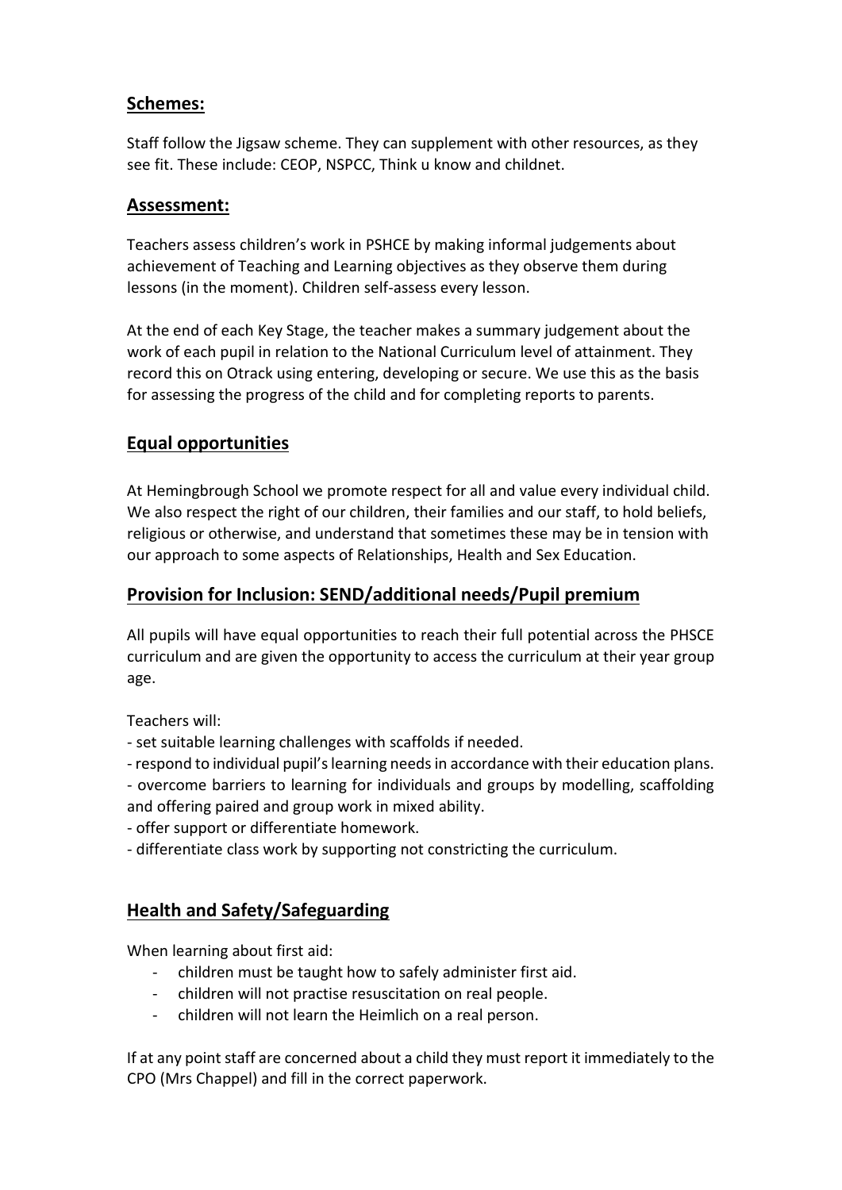## Schemes:

Staff follow the Jigsaw scheme. They can supplement with other resources, as they see fit. These include: CEOP, NSPCC, Think u know and childnet.

## Assessment:

Teachers assess children's work in PSHCE by making informal judgements about achievement of Teaching and Learning objectives as they observe them during lessons (in the moment). Children self-assess every lesson.

At the end of each Key Stage, the teacher makes a summary judgement about the work of each pupil in relation to the National Curriculum level of attainment. They record this on Otrack using entering, developing or secure. We use this as the basis for assessing the progress of the child and for completing reports to parents.

## Equal opportunities

At Hemingbrough School we promote respect for all and value every individual child. We also respect the right of our children, their families and our staff, to hold beliefs, religious or otherwise, and understand that sometimes these may be in tension with our approach to some aspects of Relationships, Health and Sex Education.

## Provision for Inclusion: SEND/additional needs/Pupil premium

All pupils will have equal opportunities to reach their full potential across the PHSCE curriculum and are given the opportunity to access the curriculum at their year group age.

Teachers will:

- set suitable learning challenges with scaffolds if needed.
- respond to individual pupil's learning needs in accordance with their education plans.
- overcome barriers to learning for individuals and groups by modelling, scaffolding and offering paired and group work in mixed ability.
- offer support or differentiate homework.
- differentiate class work by supporting not constricting the curriculum.

## Health and Safety/Safeguarding

When learning about first aid:

- children must be taught how to safely administer first aid.
- children will not practise resuscitation on real people.
- children will not learn the Heimlich on a real person.

If at any point staff are concerned about a child they must report it immediately to the CPO (Mrs Chappel) and fill in the correct paperwork.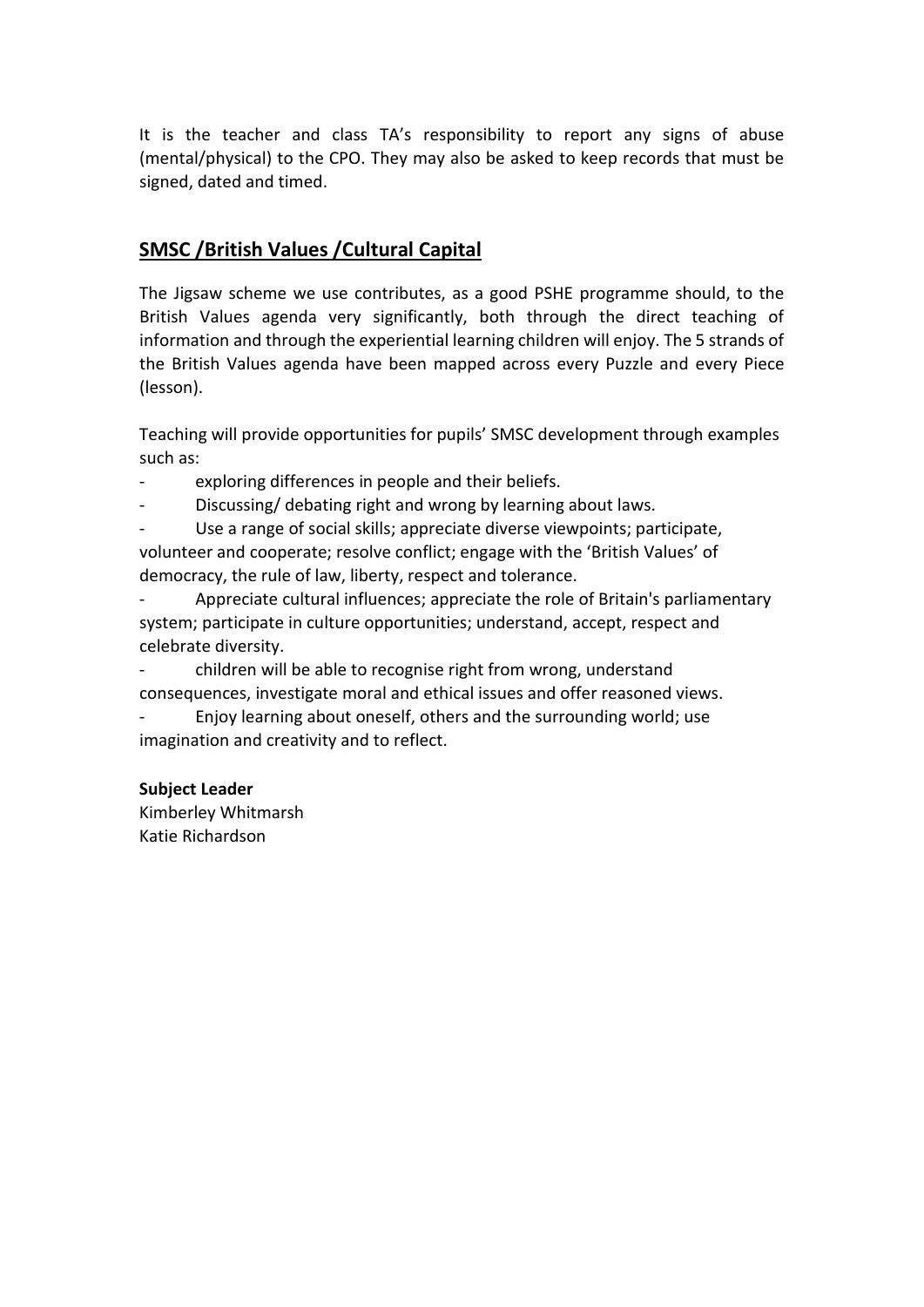It is the teacher and class TA's responsibility to report any signs of abuse (mental/physical) to the CPO. They may also be asked to keep records that must be signed, dated and timed.

## SMSC /British Values /Cultural Capital

The Jigsaw scheme we use contributes, as a good PSHE programme should, to the British Values agenda very significantly, both through the direct teaching of information and through the experiential learning children will enjoy. The 5 strands of the British Values agenda have been mapped across every Puzzle and every Piece (lesson).

Teaching will provide opportunities for pupils' SMSC development through examples such as:

- exploring differences in people and their beliefs.
- Discussing/ debating right and wrong by learning about laws.
- Use a range of social skills; appreciate diverse viewpoints; participate, volunteer and cooperate; resolve conflict; engage with the 'British Values' of democracy, the rule of law, liberty, respect and tolerance.
- Appreciate cultural influences; appreciate the role of Britain's parliamentary system; participate in culture opportunities; understand, accept, respect and celebrate diversity.
- children will be able to recognise right from wrong, understand consequences, investigate moral and ethical issues and offer reasoned views.
- Enjoy learning about oneself, others and the surrounding world; use imagination and creativity and to reflect.

**Subject Leader**
Kimberley Whitmarsh
Katie Richardson